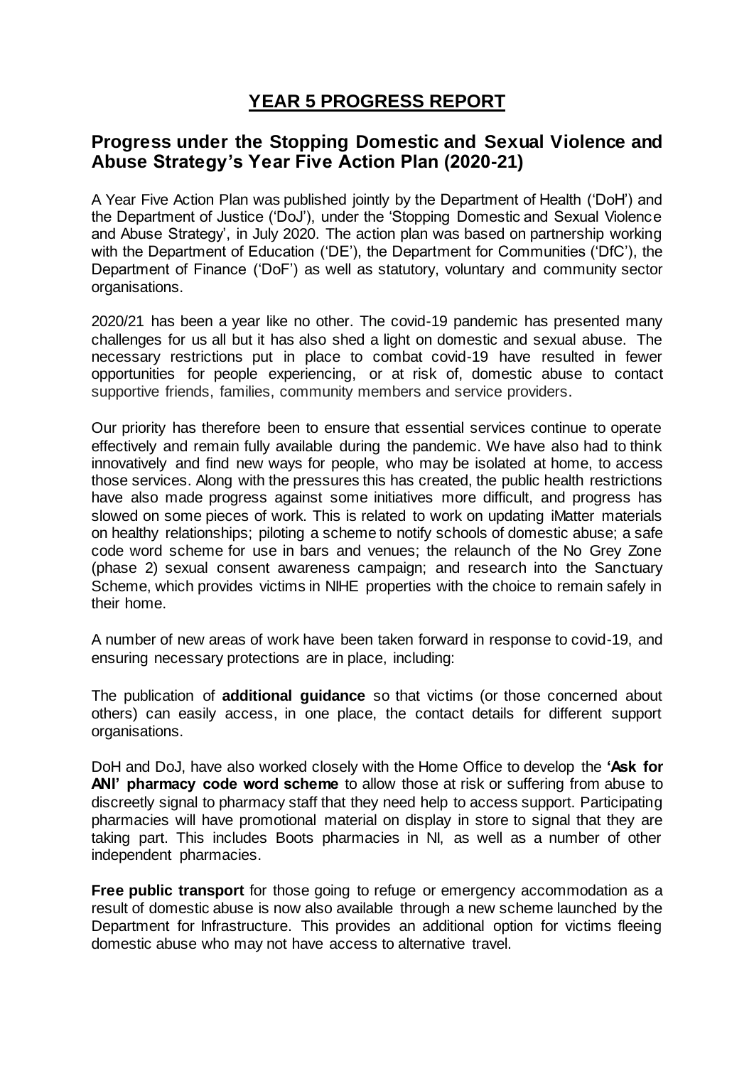# YEAR 5 PROGRESS REPORT

## Progress under the Stopping Domestic and Sexual Violence and Abuse Strategy's Year Five Action Plan (2020-21)

A Year Five Action Plan was published jointly by the Department of Health ('DoH') and the Department of Justice ('DoJ'), under the 'Stopping Domestic and Sexual Violence and Abuse Strategy', in July 2020. The action plan was based on partnership working with the Department of Education ('DE'), the Department for Communities ('DfC'), the Department of Finance ('DoF') as well as statutory, voluntary and community sector organisations.

2020/21 has been a year like no other. The covid-19 pandemic has presented many challenges for us all but it has also shed a light on domestic and sexual abuse. The necessary restrictions put in place to combat covid-19 have resulted in fewer opportunities for people experiencing, or at risk of, domestic abuse to contact supportive friends, families, community members and service providers.

Our priority has therefore been to ensure that essential services continue to operate effectively and remain fully available during the pandemic. We have also had to think innovatively and find new ways for people, who may be isolated at home, to access those services. Along with the pressures this has created, the public health restrictions have also made progress against some initiatives more difficult, and progress has slowed on some pieces of work. This is related to work on updating iMatter materials on healthy relationships; piloting a scheme to notify schools of domestic abuse; a safe code word scheme for use in bars and venues; the relaunch of the No Grey Zone (phase 2) sexual consent awareness campaign; and research into the Sanctuary Scheme, which provides victims in NIHE properties with the choice to remain safely in their home.

A number of new areas of work have been taken forward in response to covid-19, and ensuring necessary protections are in place, including:

The publication of **additional guidance** so that victims (or those concerned about others) can easily access, in one place, the contact details for different support organisations.

DoH and DoJ, have also worked closely with the Home Office to develop the **'Ask for ANI' pharmacy code word scheme** to allow those at risk or suffering from abuse to discreetly signal to pharmacy staff that they need help to access support. Participating pharmacies will have promotional material on display in store to signal that they are taking part. This includes Boots pharmacies in NI, as well as a number of other independent pharmacies.

**Free public transport** for those going to refuge or emergency accommodation as a result of domestic abuse is now also available through a new scheme launched by the Department for Infrastructure. This provides an additional option for victims fleeing domestic abuse who may not have access to alternative travel.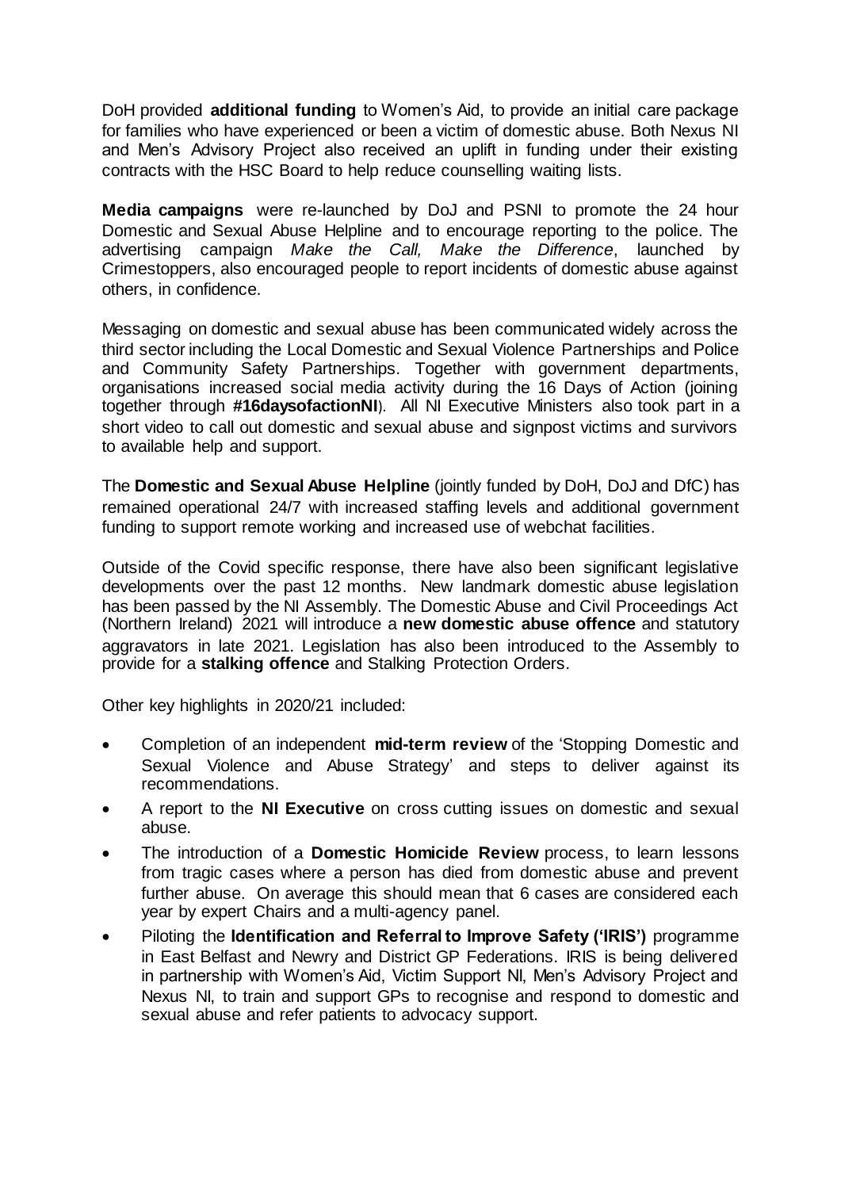DoH provided **additional funding** to Women's Aid, to provide an initial care package for families who have experienced or been a victim of domestic abuse. Both Nexus NI and Men's Advisory Project also received an uplift in funding under their existing contracts with the HSC Board to help reduce counselling waiting lists.

**Media campaigns** were re-launched by DoJ and PSNI to promote the 24 hour Domestic and Sexual Abuse Helpline and to encourage reporting to the police. The advertising campaign *Make the Call, Make the Difference*, launched by Crimestoppers, also encouraged people to report incidents of domestic abuse against others, in confidence.

Messaging on domestic and sexual abuse has been communicated widely across the third sector including the Local Domestic and Sexual Violence Partnerships and Police and Community Safety Partnerships. Together with government departments, organisations increased social media activity during the 16 Days of Action (joining together through **#16daysofactionNI**). All NI Executive Ministers also took part in a short video to call out domestic and sexual abuse and signpost victims and survivors to available help and support.

The **Domestic and Sexual Abuse Helpline** (jointly funded by DoH, DoJ and DfC) has remained operational 24/7 with increased staffing levels and additional government funding to support remote working and increased use of webchat facilities.

Outside of the Covid specific response, there have also been significant legislative developments over the past 12 months. New landmark domestic abuse legislation has been passed by the NI Assembly. The Domestic Abuse and Civil Proceedings Act (Northern Ireland) 2021 will introduce a **new domestic abuse offence** and statutory aggravators in late 2021. Legislation has also been introduced to the Assembly to provide for a **stalking offence** and Stalking Protection Orders.

Other key highlights in 2020/21 included:

- Completion of an independent **mid-term review** of the 'Stopping Domestic and Sexual Violence and Abuse Strategy' and steps to deliver against its recommendations.
- A report to the **NI Executive** on cross cutting issues on domestic and sexual abuse.
- The introduction of a **Domestic Homicide Review** process, to learn lessons from tragic cases where a person has died from domestic abuse and prevent further abuse. On average this should mean that 6 cases are considered each year by expert Chairs and a multi-agency panel.
- Piloting the **Identification and Referral to Improve Safety ('IRIS')** programme in East Belfast and Newry and District GP Federations. IRIS is being delivered in partnership with Women's Aid, Victim Support NI, Men's Advisory Project and Nexus NI, to train and support GPs to recognise and respond to domestic and sexual abuse and refer patients to advocacy support.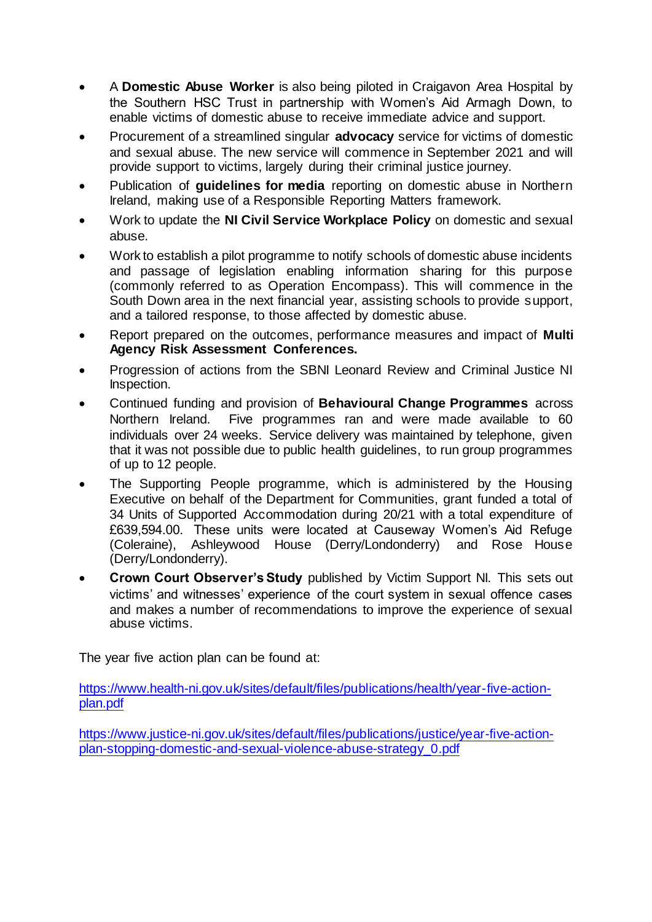- A **Domestic Abuse Worker** is also being piloted in Craigavon Area Hospital by the Southern HSC Trust in partnership with Women's Aid Armagh Down, to enable victims of domestic abuse to receive immediate advice and support.
- Procurement of a streamlined singular **advocacy** service for victims of domestic and sexual abuse. The new service will commence in September 2021 and will provide support to victims, largely during their criminal justice journey.
- Publication of **guidelines for media** reporting on domestic abuse in Northern Ireland, making use of a Responsible Reporting Matters framework.
- Work to update the **NI Civil Service Workplace Policy** on domestic and sexual abuse.
- Work to establish a pilot programme to notify schools of domestic abuse incidents and passage of legislation enabling information sharing for this purpose (commonly referred to as Operation Encompass). This will commence in the South Down area in the next financial year, assisting schools to provide support, and a tailored response, to those affected by domestic abuse.
- Report prepared on the outcomes, performance measures and impact of **Multi Agency Risk Assessment Conferences.**
- Progression of actions from the SBNI Leonard Review and Criminal Justice NI Inspection.
- Continued funding and provision of **Behavioural Change Programmes** across Northern Ireland. Five programmes ran and were made available to 60 individuals over 24 weeks. Service delivery was maintained by telephone, given that it was not possible due to public health guidelines, to run group programmes of up to 12 people.
- The Supporting People programme, which is administered by the Housing Executive on behalf of the Department for Communities, grant funded a total of 34 Units of Supported Accommodation during 20/21 with a total expenditure of £639,594.00. These units were located at Causeway Women's Aid Refuge (Coleraine), Ashleywood House (Derry/Londonderry) and Rose House (Derry/Londonderry).
- **Crown Court Observer's Study** published by Victim Support NI. This sets out victims' and witnesses' experience of the court system in sexual offence cases and makes a number of recommendations to improve the experience of sexual abuse victims.

The year five action plan can be found at:

https://www.health-ni.gov.uk/sites/default/files/publications/health/year-five-action-plan.pdf

https://www.justice-ni.gov.uk/sites/default/files/publications/justice/year-five-action-plan-stopping-domestic-and-sexual-violence-abuse-strategy_0.pdf